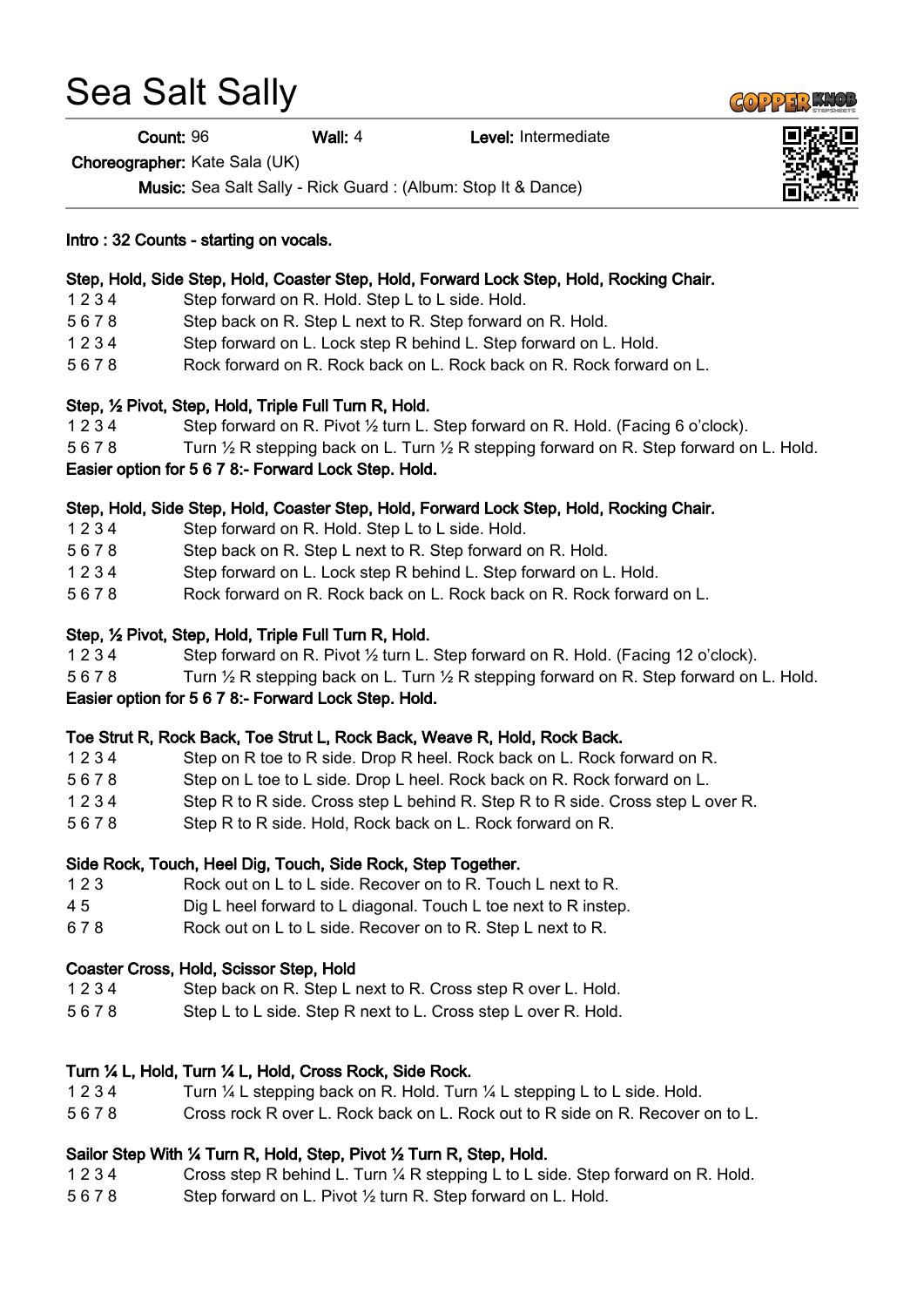# Sea Salt Sally

**Count:** 96 **Wall:** 4 **Level:** Intermediate

**Choreographer:** Kate Sala (UK)

**Music:** Sea Salt Sally - Rick Guard : (Album: Stop It & Dance)

**Intro : 32 Counts - starting on vocals.**

**Step, Hold, Side Step, Hold, Coaster Step, Hold, Forward Lock Step, Hold, Rocking Chair.**

| | |
|---|---|
| 1 2 3 4 | Step forward on R. Hold. Step L to L side. Hold. |
| 5 6 7 8 | Step back on R. Step L next to R. Step forward on R. Hold. |
| 1 2 3 4 | Step forward on L. Lock step R behind L. Step forward on L. Hold. |
| 5 6 7 8 | Rock forward on R. Rock back on L. Rock back on R. Rock forward on L. |

**Step, ½ Pivot, Step, Hold, Triple Full Turn R, Hold.**

| | |
|---|---|
| 1 2 3 4 | Step forward on R. Pivot ½ turn L. Step forward on R. Hold. (Facing 6 o'clock). |
| 5 6 7 8 | Turn ½ R stepping back on L. Turn ½ R stepping forward on R. Step forward on L. Hold. |

**Easier option for 5 6 7 8:- Forward Lock Step. Hold.**

**Step, Hold, Side Step, Hold, Coaster Step, Hold, Forward Lock Step, Hold, Rocking Chair.**

| | |
|---|---|
| 1 2 3 4 | Step forward on R. Hold. Step L to L side. Hold. |
| 5 6 7 8 | Step back on R. Step L next to R. Step forward on R. Hold. |
| 1 2 3 4 | Step forward on L. Lock step R behind L. Step forward on L. Hold. |
| 5 6 7 8 | Rock forward on R. Rock back on L. Rock back on R. Rock forward on L. |

**Step, ½ Pivot, Step, Hold, Triple Full Turn R, Hold.**

| | |
|---|---|
| 1 2 3 4 | Step forward on R. Pivot ½ turn L. Step forward on R. Hold. (Facing 12 o'clock). |
| 5 6 7 8 | Turn ½ R stepping back on L. Turn ½ R stepping forward on R. Step forward on L. Hold. |

**Easier option for 5 6 7 8:- Forward Lock Step. Hold.**

**Toe Strut R, Rock Back, Toe Strut L, Rock Back, Weave R, Hold, Rock Back.**

| | |
|---|---|
| 1 2 3 4 | Step on R toe to R side. Drop R heel. Rock back on L. Rock forward on R. |
| 5 6 7 8 | Step on L toe to L side. Drop L heel. Rock back on R. Rock forward on L. |
| 1 2 3 4 | Step R to R side. Cross step L behind R. Step R to R side. Cross step L over R. |
| 5 6 7 8 | Step R to R side. Hold, Rock back on L. Rock forward on R. |

**Side Rock, Touch, Heel Dig, Touch, Side Rock, Step Together.**

| | |
|---|---|
| 1 2 3 | Rock out on L to L side. Recover on to R. Touch L next to R. |
| 4 5 | Dig L heel forward to L diagonal. Touch L toe next to R instep. |
| 6 7 8 | Rock out on L to L side. Recover on to R. Step L next to R. |

**Coaster Cross, Hold, Scissor Step, Hold**

| | |
|---|---|
| 1 2 3 4 | Step back on R. Step L next to R. Cross step R over L. Hold. |
| 5 6 7 8 | Step L to L side. Step R next to L. Cross step L over R. Hold. |

**Turn ¼ L, Hold, Turn ¼ L, Hold, Cross Rock, Side Rock.**

| | |
|---|---|
| 1 2 3 4 | Turn ¼ L stepping back on R. Hold. Turn ¼ L stepping L to L side. Hold. |
| 5 6 7 8 | Cross rock R over L. Rock back on L. Rock out to R side on R. Recover on to L. |

**Sailor Step With ¼ Turn R, Hold, Step, Pivot ½ Turn R, Step, Hold.**

| | |
|---|---|
| 1 2 3 4 | Cross step R behind L. Turn ¼ R stepping L to L side. Step forward on R. Hold. |
| 5 6 7 8 | Step forward on L. Pivot ½ turn R. Step forward on L. Hold. |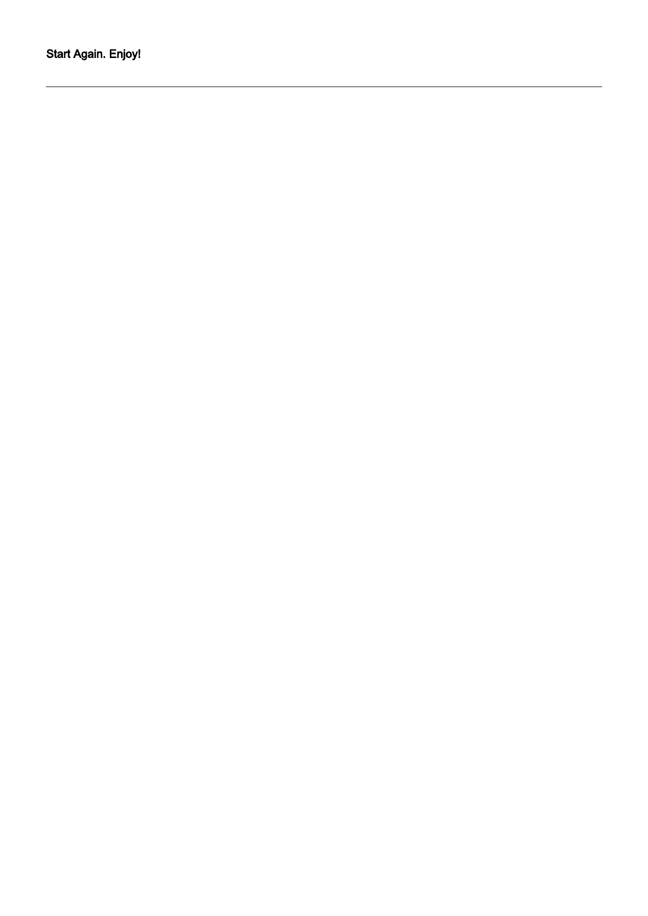Start Again. Enjoy!

---